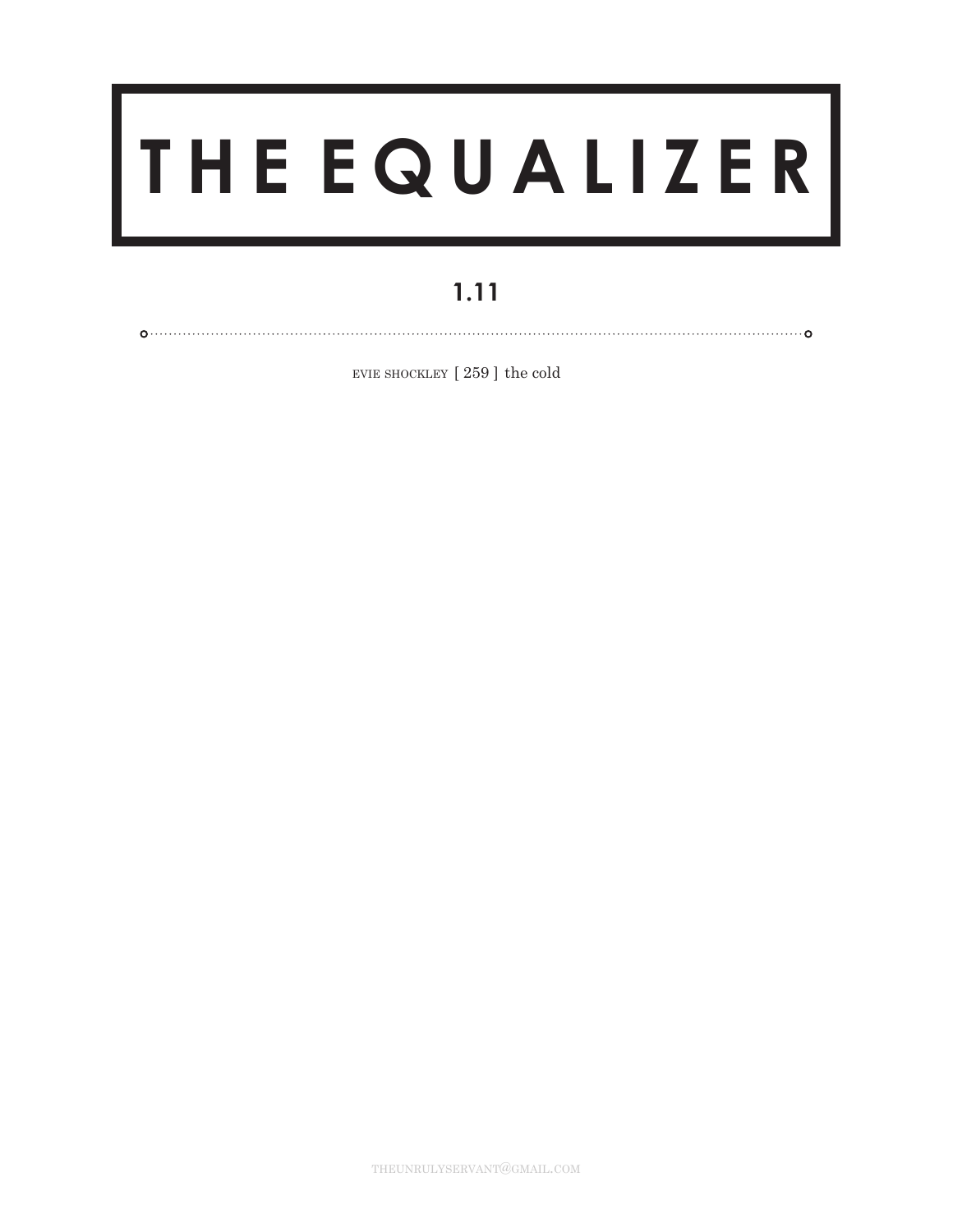# THE EQUALIZER

## 1.11

---

EVIE SHOCKLEY [ 259 ] the cold

THEUNRULYSERVANT@GMAIL.COM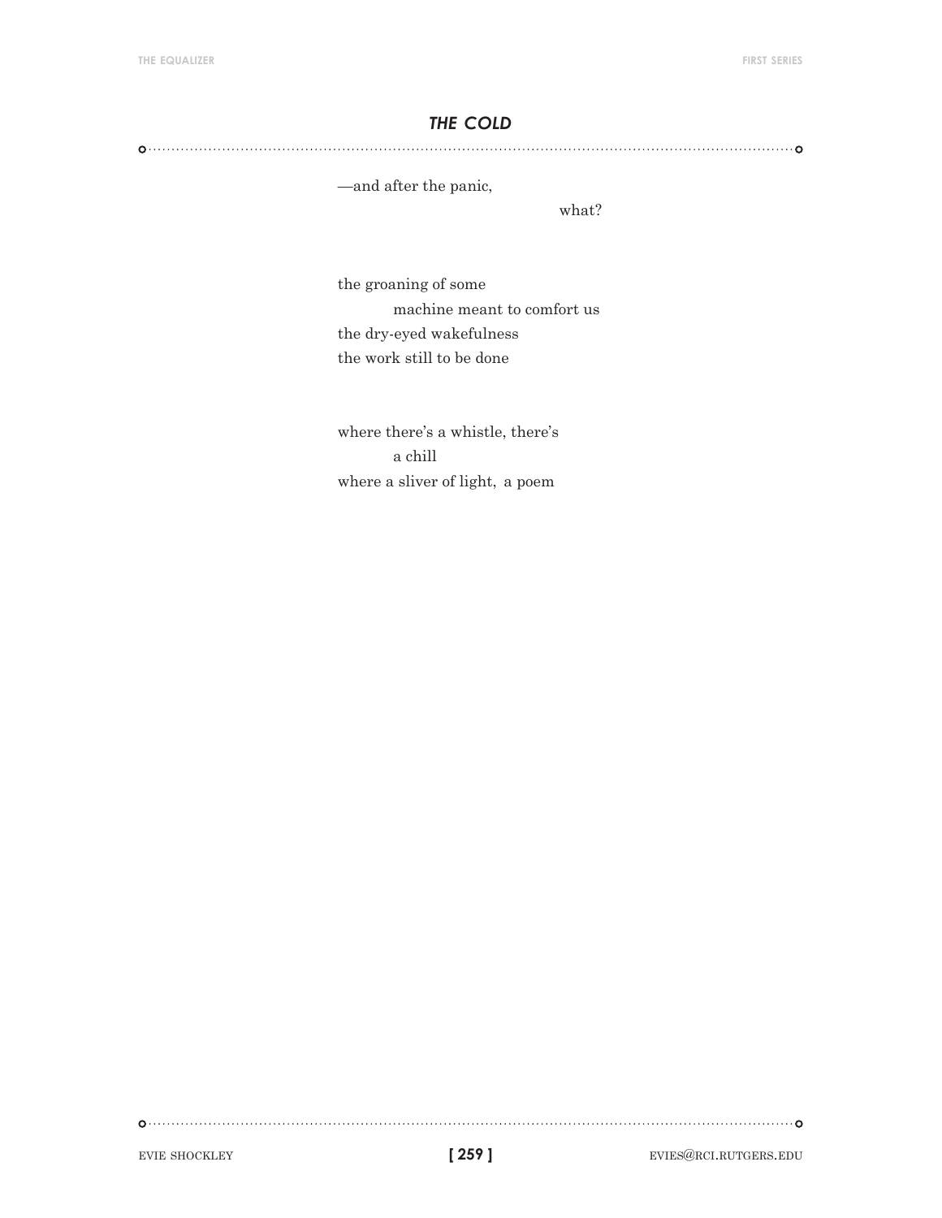## *THE COLD*

—and after the panic,

what?

the groaning of some
    machine meant to comfort us
the dry-eyed wakefulness
the work still to be done

where there's a whistle, there's
    a chill
where a sliver of light, a poem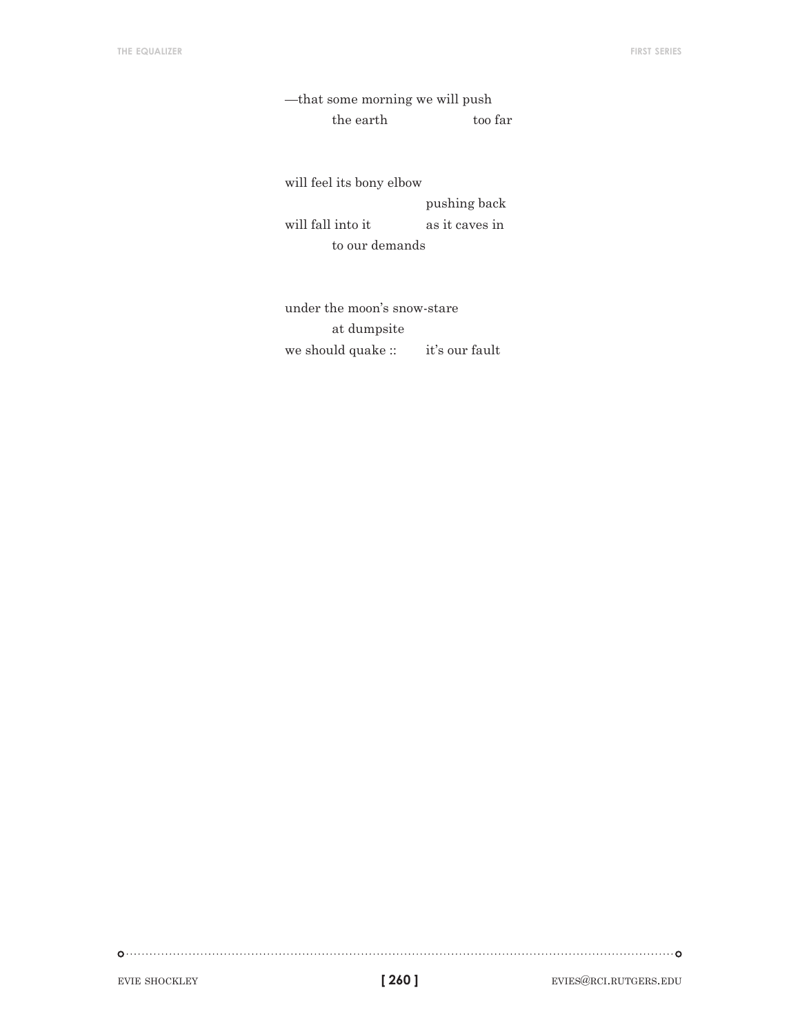—that some morning we will push  
&nbsp;&nbsp;&nbsp;&nbsp;&nbsp;&nbsp;&nbsp;&nbsp;&nbsp;&nbsp;the earth &nbsp;&nbsp;&nbsp;&nbsp;&nbsp;&nbsp;&nbsp;&nbsp;&nbsp;&nbsp;&nbsp;&nbsp;&nbsp;&nbsp;too far

will feel its bony elbow  
&nbsp;&nbsp;&nbsp;&nbsp;&nbsp;&nbsp;&nbsp;&nbsp;&nbsp;&nbsp;&nbsp;&nbsp;&nbsp;&nbsp;&nbsp;&nbsp;&nbsp;&nbsp;&nbsp;&nbsp;&nbsp;&nbsp;&nbsp;&nbsp;&nbsp;&nbsp;&nbsp;&nbsp;&nbsp;&nbsp;pushing back  
will fall into it &nbsp;&nbsp;&nbsp;&nbsp;&nbsp;&nbsp;&nbsp;&nbsp;&nbsp;&nbsp;as it caves in  
&nbsp;&nbsp;&nbsp;&nbsp;&nbsp;&nbsp;&nbsp;&nbsp;&nbsp;&nbsp;to our demands

under the moon's snow-stare  
&nbsp;&nbsp;&nbsp;&nbsp;&nbsp;&nbsp;&nbsp;&nbsp;&nbsp;&nbsp;at dumpsite  
we should quake :: &nbsp;&nbsp;&nbsp;&nbsp;&nbsp;&nbsp;it's our fault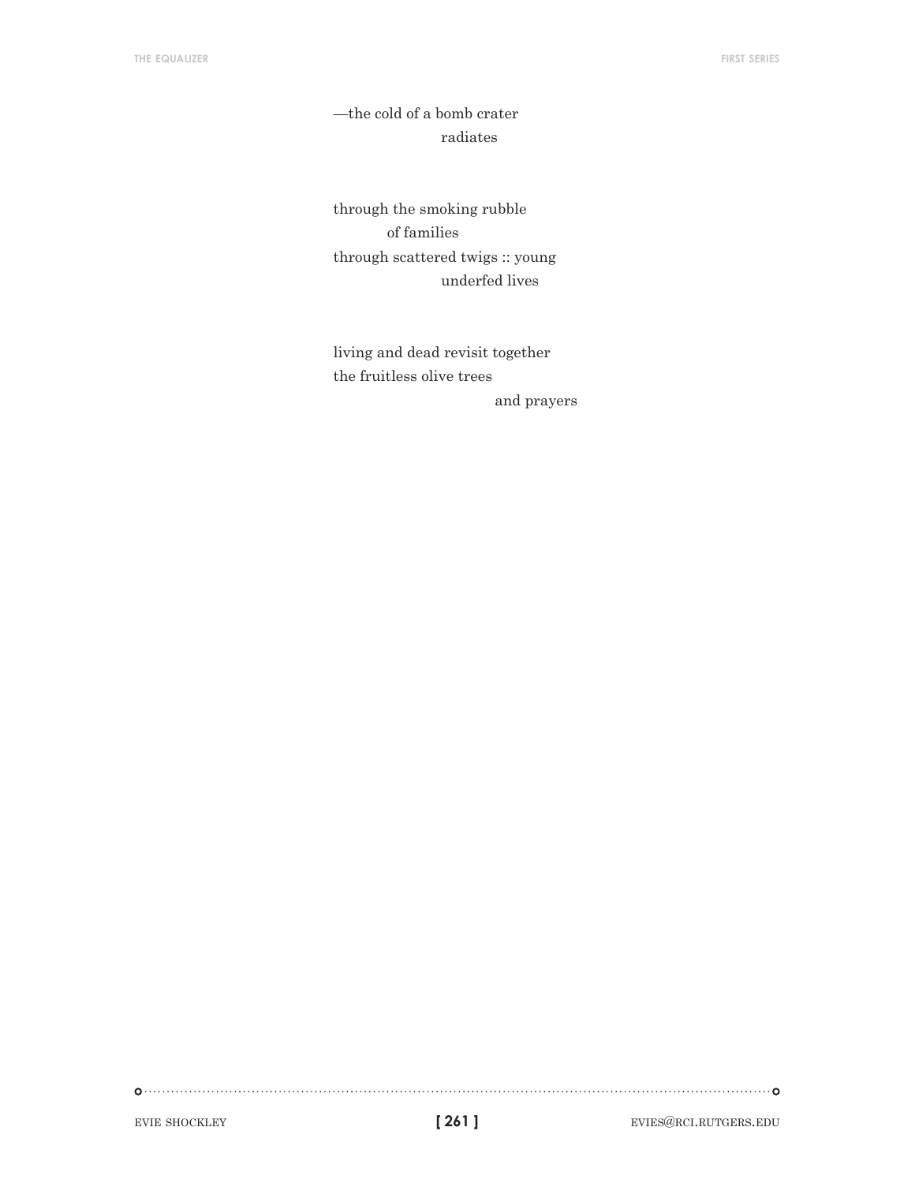—the cold of a bomb crater  
&nbsp;&nbsp;&nbsp;&nbsp;&nbsp;&nbsp;&nbsp;&nbsp;&nbsp;&nbsp;&nbsp;&nbsp;&nbsp;&nbsp;&nbsp;&nbsp;&nbsp;&nbsp;&nbsp;&nbsp;radiates

through the smoking rubble  
&nbsp;&nbsp;&nbsp;&nbsp;&nbsp;&nbsp;&nbsp;&nbsp;&nbsp;&nbsp;of families  
through scattered twigs :: young  
&nbsp;&nbsp;&nbsp;&nbsp;&nbsp;&nbsp;&nbsp;&nbsp;&nbsp;&nbsp;&nbsp;&nbsp;&nbsp;&nbsp;&nbsp;&nbsp;&nbsp;&nbsp;&nbsp;&nbsp;underfed lives

living and dead revisit together  
the fruitless olive trees  
&nbsp;&nbsp;&nbsp;&nbsp;&nbsp;&nbsp;&nbsp;&nbsp;&nbsp;&nbsp;&nbsp;&nbsp;&nbsp;&nbsp;&nbsp;&nbsp;&nbsp;&nbsp;&nbsp;&nbsp;&nbsp;&nbsp;&nbsp;&nbsp;&nbsp;&nbsp;&nbsp;&nbsp;&nbsp;&nbsp;and prayers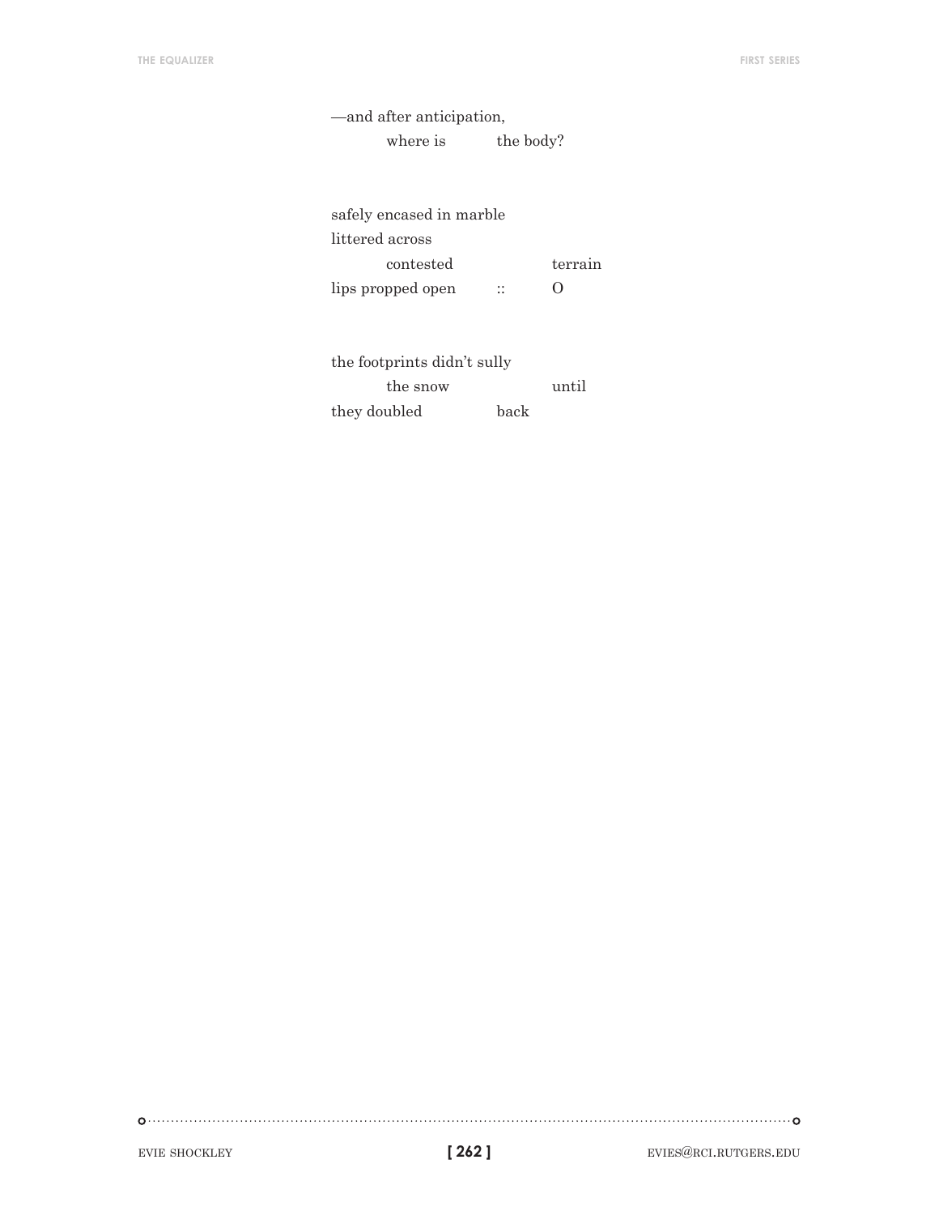—and after anticipation,
&nbsp;&nbsp;&nbsp;&nbsp;&nbsp;&nbsp;&nbsp;&nbsp;where is&nbsp;&nbsp;&nbsp;&nbsp;&nbsp;&nbsp;&nbsp;&nbsp;the body?

safely encased in marble
littered across
&nbsp;&nbsp;&nbsp;&nbsp;&nbsp;&nbsp;&nbsp;&nbsp;contested&nbsp;&nbsp;&nbsp;&nbsp;&nbsp;&nbsp;&nbsp;&nbsp;&nbsp;&nbsp;&nbsp;&nbsp;&nbsp;&nbsp;&nbsp;&nbsp;terrain
lips propped open&nbsp;&nbsp;&nbsp;&nbsp;&nbsp;&nbsp;&nbsp;&nbsp;::&nbsp;&nbsp;&nbsp;&nbsp;&nbsp;&nbsp;&nbsp;&nbsp;O

the footprints didn't sully
&nbsp;&nbsp;&nbsp;&nbsp;&nbsp;&nbsp;&nbsp;&nbsp;the snow&nbsp;&nbsp;&nbsp;&nbsp;&nbsp;&nbsp;&nbsp;&nbsp;&nbsp;&nbsp;&nbsp;&nbsp;&nbsp;&nbsp;&nbsp;&nbsp;until
they doubled&nbsp;&nbsp;&nbsp;&nbsp;&nbsp;&nbsp;&nbsp;&nbsp;&nbsp;&nbsp;&nbsp;&nbsp;back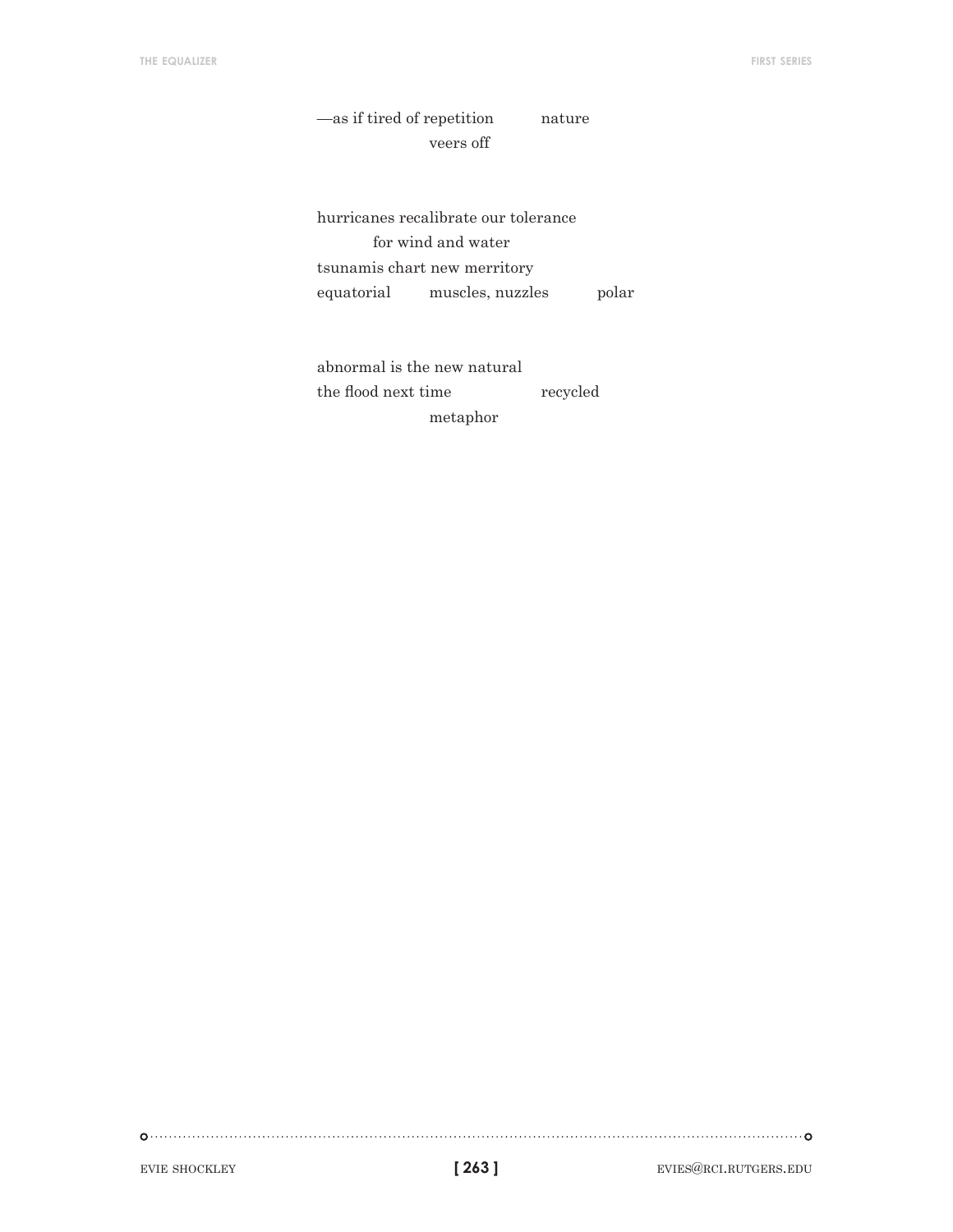—as if tired of repetition          nature
                    veers off

hurricanes recalibrate our tolerance
          for wind and water
tsunamis chart new merritory
equatorial          muscles, nuzzles          polar

abnormal is the new natural
the flood next time                    recycled
                    metaphor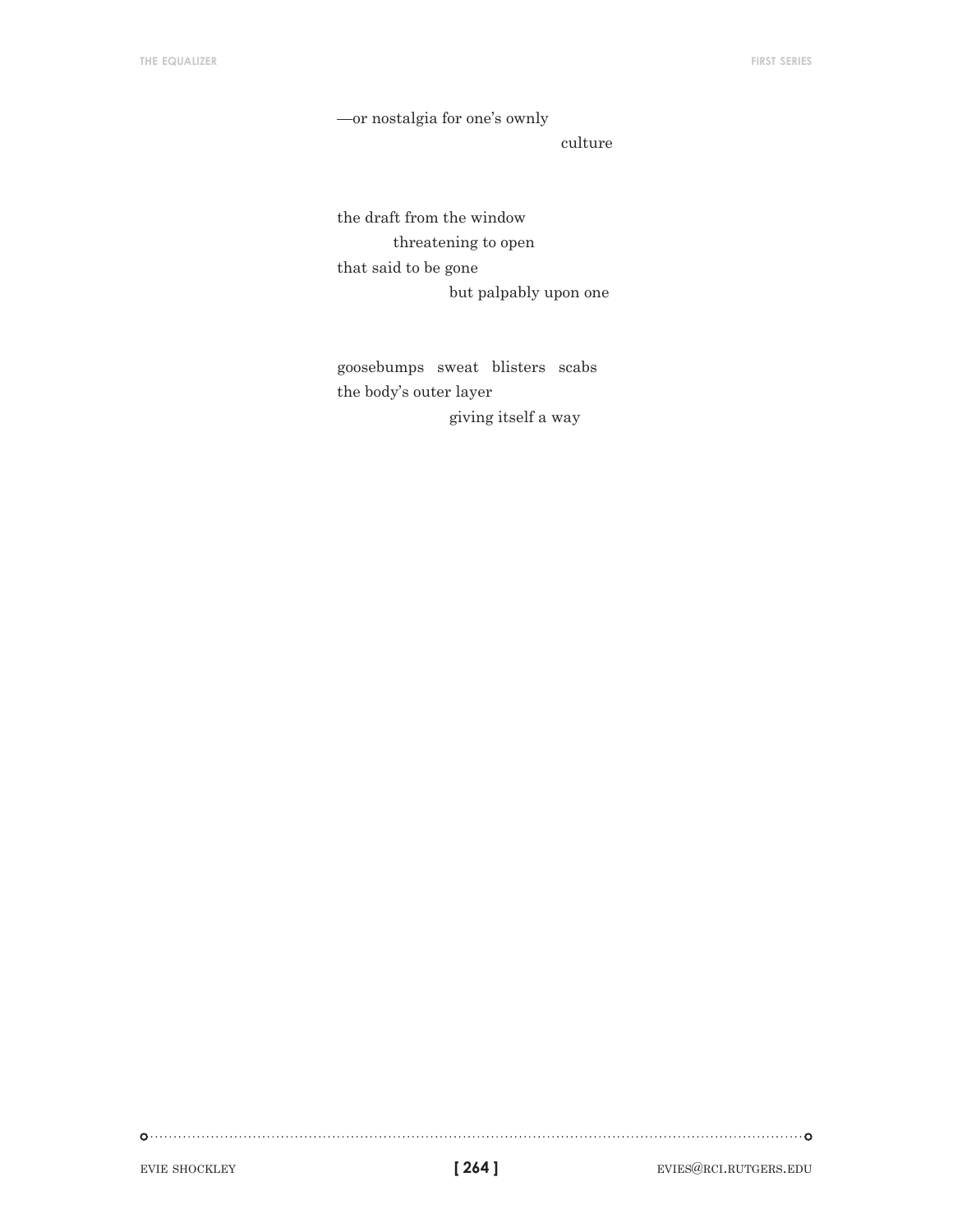—or nostalgia for one's ownly

                                        culture

the draft from the window

          threatening to open

that said to be gone

                    but palpably upon one

goosebumps   sweat   blisters   scabs

the body's outer layer

                    giving itself a way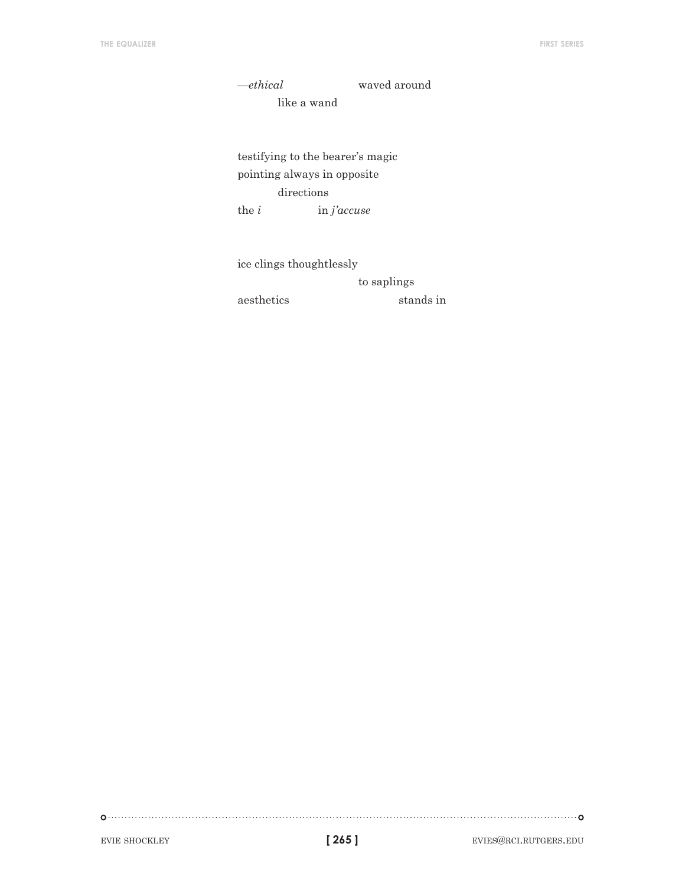—*ethical*                    waved around
          like a wand

testifying to the bearer's magic
pointing always in opposite
          directions
the *i*               in *j'accuse*

ice clings thoughtlessly
                              to saplings
aesthetics                              stands in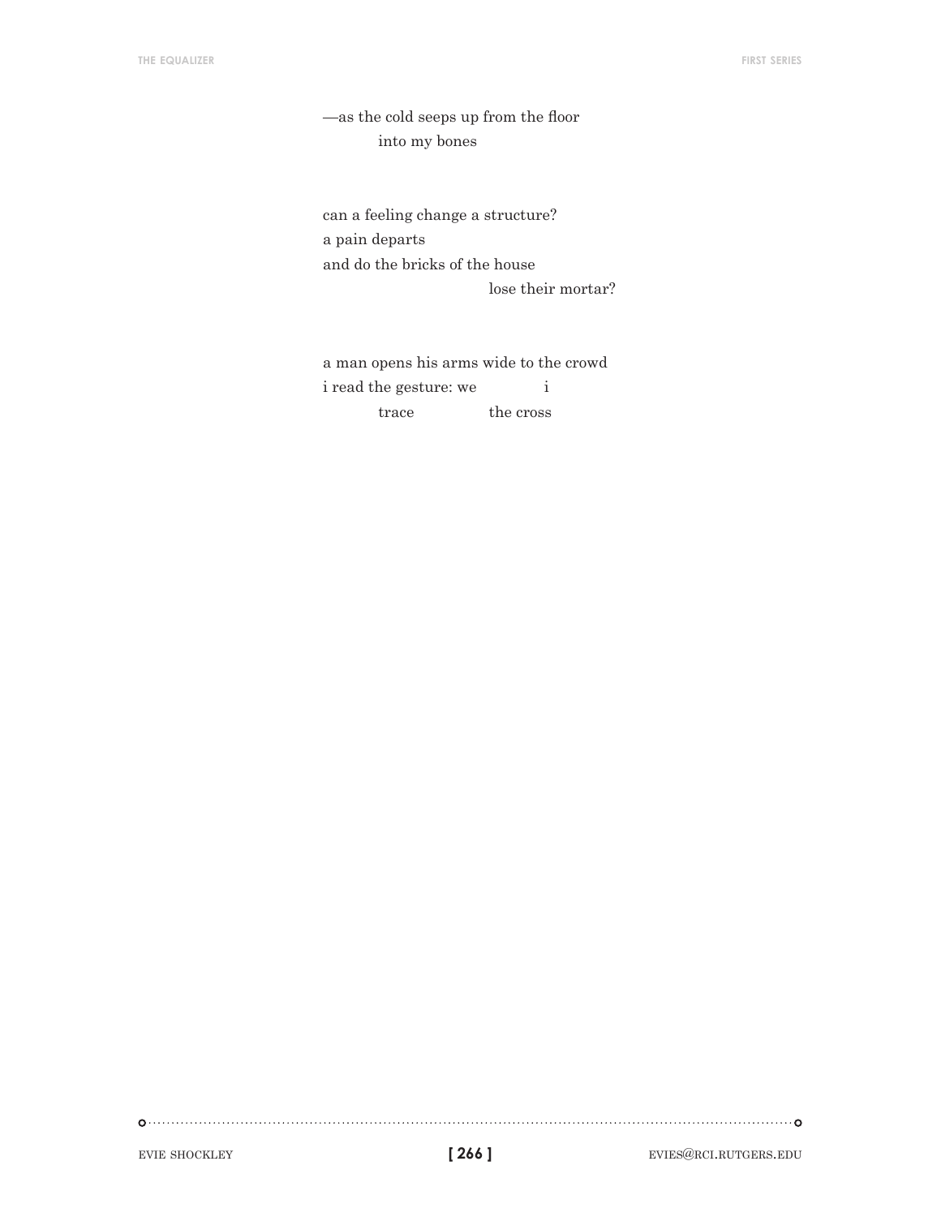—as the cold seeps up from the floor
            into my bones

can a feeling change a structure?
a pain departs
and do the bricks of the house
                                    lose their mortar?

a man opens his arms wide to the crowd
i read the gesture: we            i
            trace            the cross